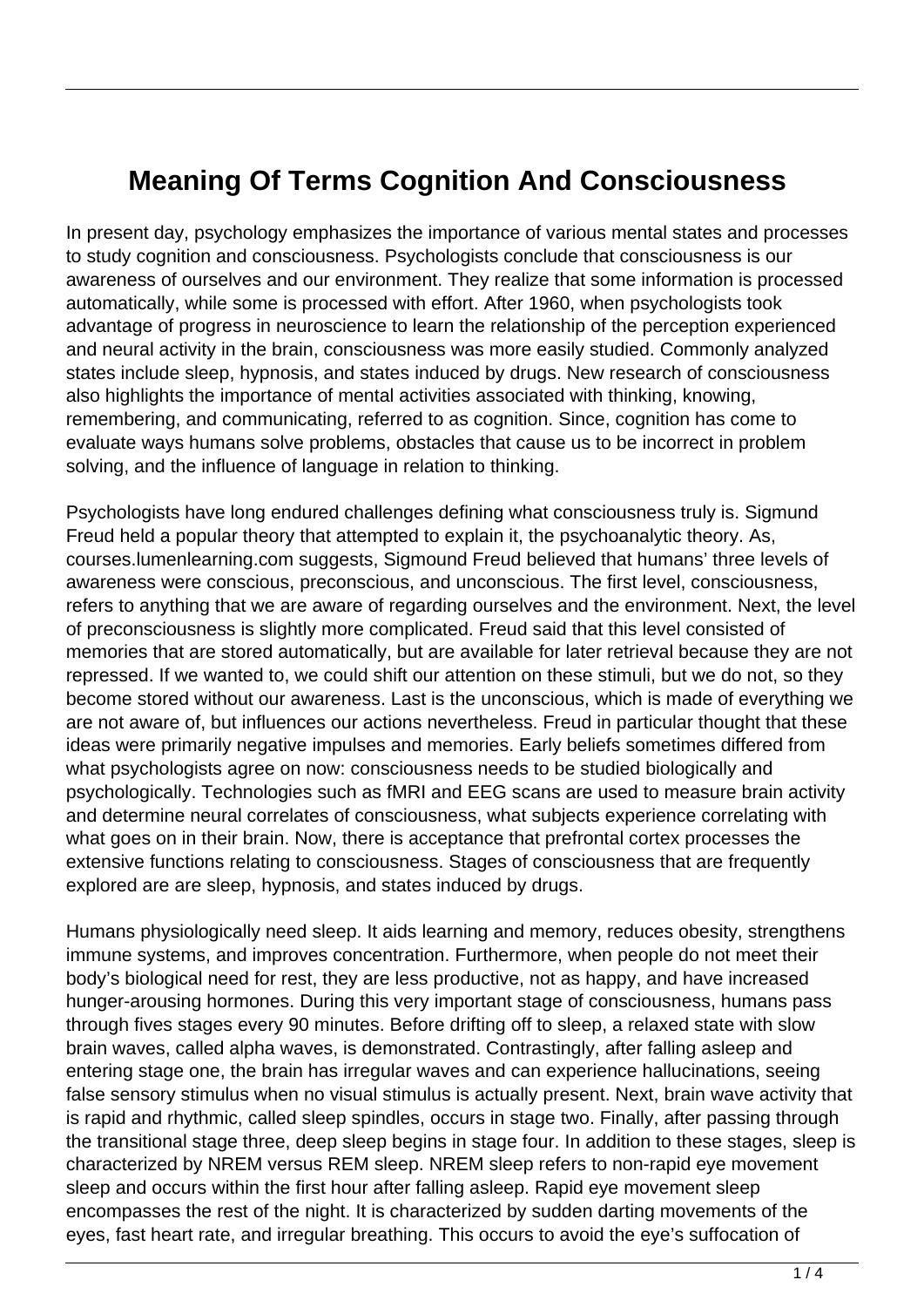# Meaning Of Terms Cognition And Consciousness

In present day, psychology emphasizes the importance of various mental states and processes to study cognition and consciousness. Psychologists conclude that consciousness is our awareness of ourselves and our environment. They realize that some information is processed automatically, while some is processed with effort. After 1960, when psychologists took advantage of progress in neuroscience to learn the relationship of the perception experienced and neural activity in the brain, consciousness was more easily studied. Commonly analyzed states include sleep, hypnosis, and states induced by drugs. New research of consciousness also highlights the importance of mental activities associated with thinking, knowing, remembering, and communicating, referred to as cognition. Since, cognition has come to evaluate ways humans solve problems, obstacles that cause us to be incorrect in problem solving, and the influence of language in relation to thinking.

Psychologists have long endured challenges defining what consciousness truly is. Sigmund Freud held a popular theory that attempted to explain it, the psychoanalytic theory. As, courses.lumenlearning.com suggests, Sigmound Freud believed that humans' three levels of awareness were conscious, preconscious, and unconscious. The first level, consciousness, refers to anything that we are aware of regarding ourselves and the environment. Next, the level of preconsciousness is slightly more complicated. Freud said that this level consisted of memories that are stored automatically, but are available for later retrieval because they are not repressed. If we wanted to, we could shift our attention on these stimuli, but we do not, so they become stored without our awareness. Last is the unconscious, which is made of everything we are not aware of, but influences our actions nevertheless. Freud in particular thought that these ideas were primarily negative impulses and memories. Early beliefs sometimes differed from what psychologists agree on now: consciousness needs to be studied biologically and psychologically. Technologies such as fMRI and EEG scans are used to measure brain activity and determine neural correlates of consciousness, what subjects experience correlating with what goes on in their brain. Now, there is acceptance that prefrontal cortex processes the extensive functions relating to consciousness. Stages of consciousness that are frequently explored are are sleep, hypnosis, and states induced by drugs.

Humans physiologically need sleep. It aids learning and memory, reduces obesity, strengthens immune systems, and improves concentration. Furthermore, when people do not meet their body's biological need for rest, they are less productive, not as happy, and have increased hunger-arousing hormones. During this very important stage of consciousness, humans pass through fives stages every 90 minutes. Before drifting off to sleep, a relaxed state with slow brain waves, called alpha waves, is demonstrated. Contrastingly, after falling asleep and entering stage one, the brain has irregular waves and can experience hallucinations, seeing false sensory stimulus when no visual stimulus is actually present. Next, brain wave activity that is rapid and rhythmic, called sleep spindles, occurs in stage two. Finally, after passing through the transitional stage three, deep sleep begins in stage four. In addition to these stages, sleep is characterized by NREM versus REM sleep. NREM sleep refers to non-rapid eye movement sleep and occurs within the first hour after falling asleep. Rapid eye movement sleep encompasses the rest of the night. It is characterized by sudden darting movements of the eyes, fast heart rate, and irregular breathing. This occurs to avoid the eye's suffocation of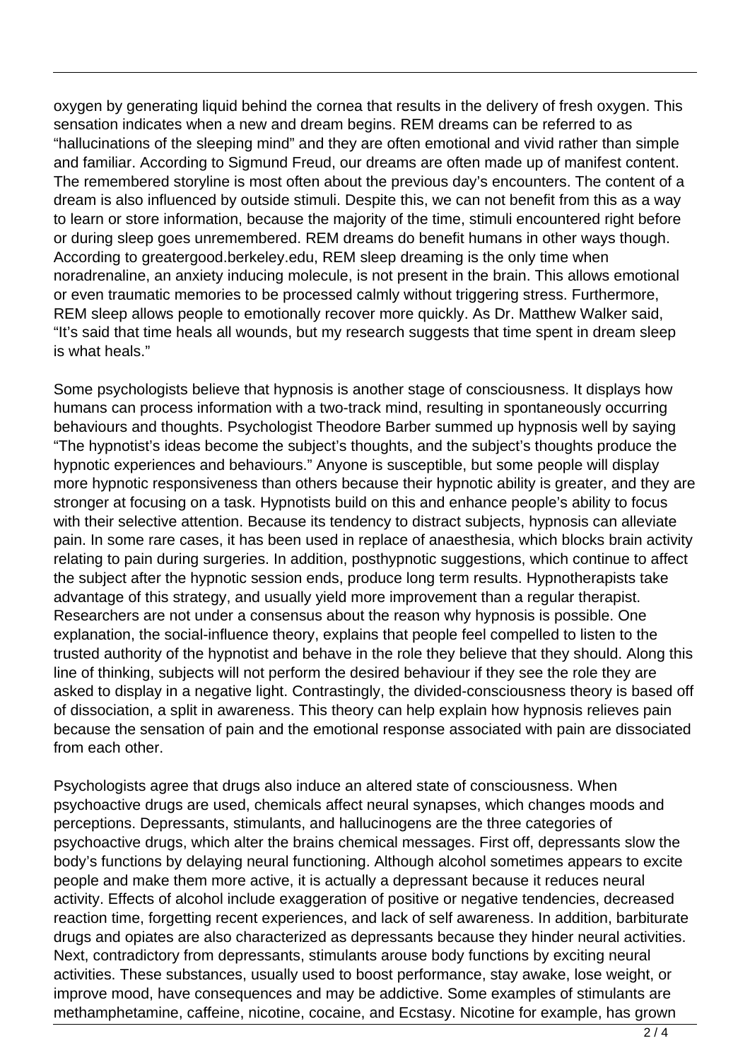oxygen by generating liquid behind the cornea that results in the delivery of fresh oxygen. This sensation indicates when a new and dream begins. REM dreams can be referred to as "hallucinations of the sleeping mind" and they are often emotional and vivid rather than simple and familiar. According to Sigmund Freud, our dreams are often made up of manifest content. The remembered storyline is most often about the previous day's encounters. The content of a dream is also influenced by outside stimuli. Despite this, we can not benefit from this as a way to learn or store information, because the majority of the time, stimuli encountered right before or during sleep goes unremembered. REM dreams do benefit humans in other ways though. According to greatergood.berkeley.edu, REM sleep dreaming is the only time when noradrenaline, an anxiety inducing molecule, is not present in the brain. This allows emotional or even traumatic memories to be processed calmly without triggering stress. Furthermore, REM sleep allows people to emotionally recover more quickly. As Dr. Matthew Walker said, "It's said that time heals all wounds, but my research suggests that time spent in dream sleep is what heals."

Some psychologists believe that hypnosis is another stage of consciousness. It displays how humans can process information with a two-track mind, resulting in spontaneously occurring behaviours and thoughts. Psychologist Theodore Barber summed up hypnosis well by saying "The hypnotist's ideas become the subject's thoughts, and the subject's thoughts produce the hypnotic experiences and behaviours." Anyone is susceptible, but some people will display more hypnotic responsiveness than others because their hypnotic ability is greater, and they are stronger at focusing on a task. Hypnotists build on this and enhance people's ability to focus with their selective attention. Because its tendency to distract subjects, hypnosis can alleviate pain. In some rare cases, it has been used in replace of anaesthesia, which blocks brain activity relating to pain during surgeries. In addition, posthypnotic suggestions, which continue to affect the subject after the hypnotic session ends, produce long term results. Hypnotherapists take advantage of this strategy, and usually yield more improvement than a regular therapist. Researchers are not under a consensus about the reason why hypnosis is possible. One explanation, the social-influence theory, explains that people feel compelled to listen to the trusted authority of the hypnotist and behave in the role they believe that they should. Along this line of thinking, subjects will not perform the desired behaviour if they see the role they are asked to display in a negative light. Contrastingly, the divided-consciousness theory is based off of dissociation, a split in awareness. This theory can help explain how hypnosis relieves pain because the sensation of pain and the emotional response associated with pain are dissociated from each other.

Psychologists agree that drugs also induce an altered state of consciousness. When psychoactive drugs are used, chemicals affect neural synapses, which changes moods and perceptions. Depressants, stimulants, and hallucinogens are the three categories of psychoactive drugs, which alter the brains chemical messages. First off, depressants slow the body's functions by delaying neural functioning. Although alcohol sometimes appears to excite people and make them more active, it is actually a depressant because it reduces neural activity. Effects of alcohol include exaggeration of positive or negative tendencies, decreased reaction time, forgetting recent experiences, and lack of self awareness. In addition, barbiturate drugs and opiates are also characterized as depressants because they hinder neural activities. Next, contradictory from depressants, stimulants arouse body functions by exciting neural activities. These substances, usually used to boost performance, stay awake, lose weight, or improve mood, have consequences and may be addictive. Some examples of stimulants are methamphetamine, caffeine, nicotine, cocaine, and Ecstasy. Nicotine for example, has grown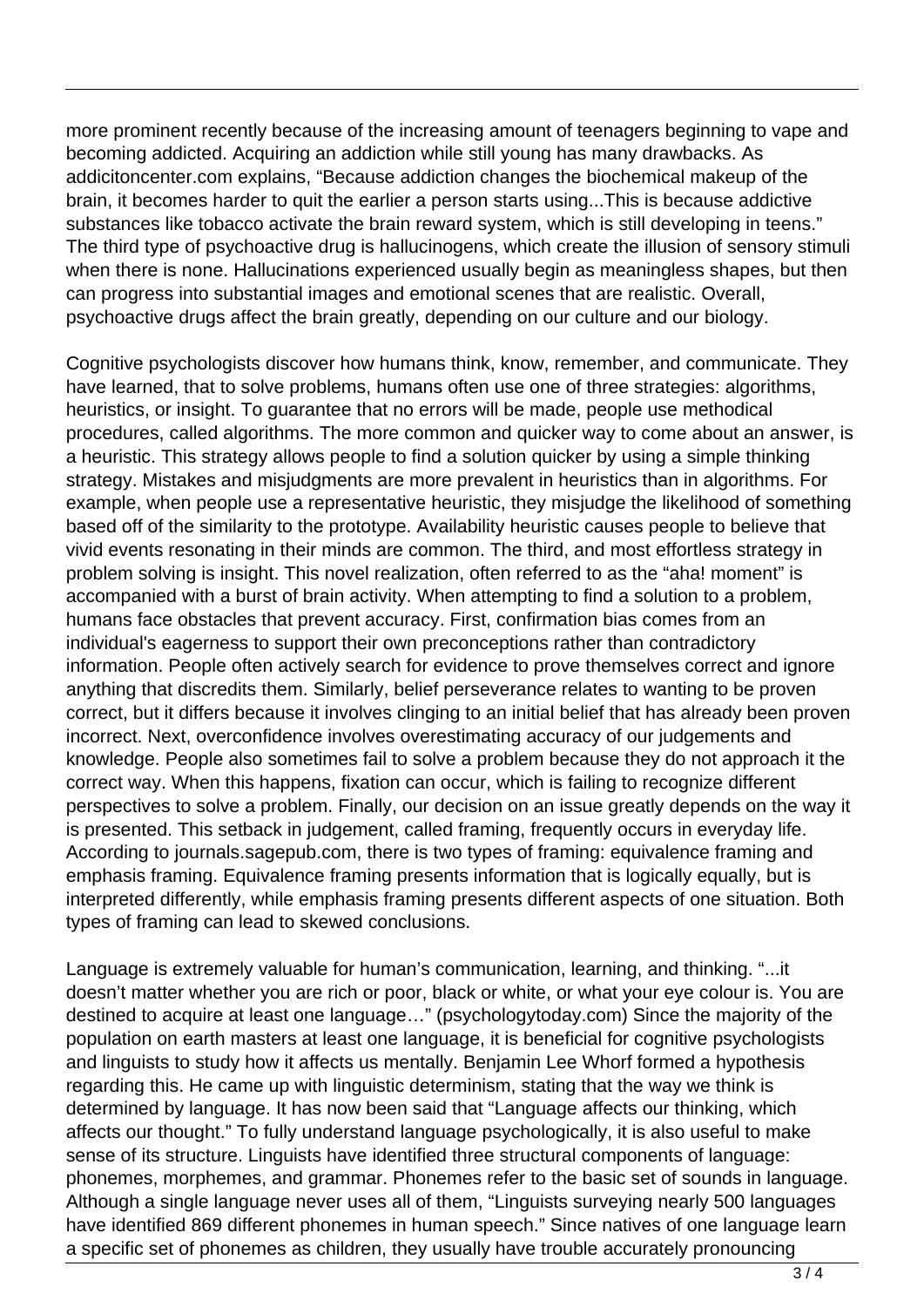more prominent recently because of the increasing amount of teenagers beginning to vape and becoming addicted. Acquiring an addiction while still young has many drawbacks. As addicitoncenter.com explains, "Because addiction changes the biochemical makeup of the brain, it becomes harder to quit the earlier a person starts using...This is because addictive substances like tobacco activate the brain reward system, which is still developing in teens." The third type of psychoactive drug is hallucinogens, which create the illusion of sensory stimuli when there is none. Hallucinations experienced usually begin as meaningless shapes, but then can progress into substantial images and emotional scenes that are realistic. Overall, psychoactive drugs affect the brain greatly, depending on our culture and our biology.

Cognitive psychologists discover how humans think, know, remember, and communicate. They have learned, that to solve problems, humans often use one of three strategies: algorithms, heuristics, or insight. To guarantee that no errors will be made, people use methodical procedures, called algorithms. The more common and quicker way to come about an answer, is a heuristic. This strategy allows people to find a solution quicker by using a simple thinking strategy. Mistakes and misjudgments are more prevalent in heuristics than in algorithms. For example, when people use a representative heuristic, they misjudge the likelihood of something based off of the similarity to the prototype. Availability heuristic causes people to believe that vivid events resonating in their minds are common. The third, and most effortless strategy in problem solving is insight. This novel realization, often referred to as the "aha! moment" is accompanied with a burst of brain activity. When attempting to find a solution to a problem, humans face obstacles that prevent accuracy. First, confirmation bias comes from an individual's eagerness to support their own preconceptions rather than contradictory information. People often actively search for evidence to prove themselves correct and ignore anything that discredits them. Similarly, belief perseverance relates to wanting to be proven correct, but it differs because it involves clinging to an initial belief that has already been proven incorrect. Next, overconfidence involves overestimating accuracy of our judgements and knowledge. People also sometimes fail to solve a problem because they do not approach it the correct way. When this happens, fixation can occur, which is failing to recognize different perspectives to solve a problem. Finally, our decision on an issue greatly depends on the way it is presented. This setback in judgement, called framing, frequently occurs in everyday life. According to journals.sagepub.com, there is two types of framing: equivalence framing and emphasis framing. Equivalence framing presents information that is logically equally, but is interpreted differently, while emphasis framing presents different aspects of one situation. Both types of framing can lead to skewed conclusions.

Language is extremely valuable for human's communication, learning, and thinking. "...it doesn't matter whether you are rich or poor, black or white, or what your eye colour is. You are destined to acquire at least one language…" (psychologytoday.com) Since the majority of the population on earth masters at least one language, it is beneficial for cognitive psychologists and linguists to study how it affects us mentally. Benjamin Lee Whorf formed a hypothesis regarding this. He came up with linguistic determinism, stating that the way we think is determined by language. It has now been said that "Language affects our thinking, which affects our thought." To fully understand language psychologically, it is also useful to make sense of its structure. Linguists have identified three structural components of language: phonemes, morphemes, and grammar. Phonemes refer to the basic set of sounds in language. Although a single language never uses all of them, "Linguists surveying nearly 500 languages have identified 869 different phonemes in human speech." Since natives of one language learn a specific set of phonemes as children, they usually have trouble accurately pronouncing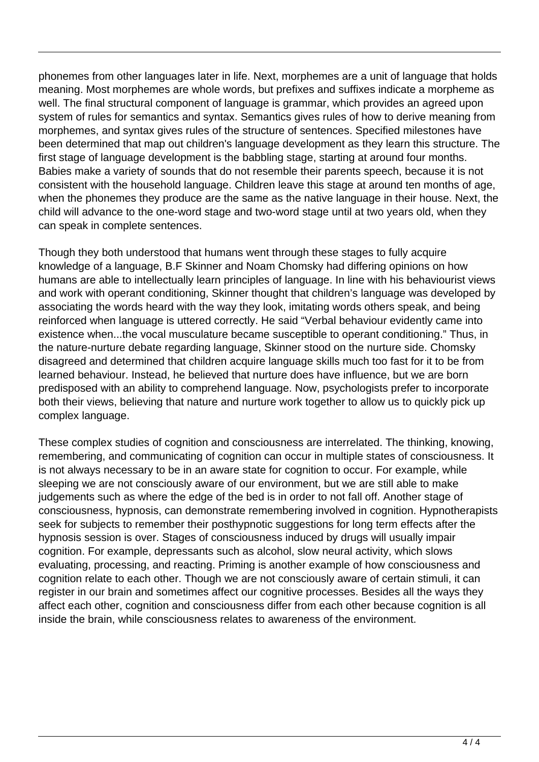phonemes from other languages later in life. Next, morphemes are a unit of language that holds meaning. Most morphemes are whole words, but prefixes and suffixes indicate a morpheme as well. The final structural component of language is grammar, which provides an agreed upon system of rules for semantics and syntax. Semantics gives rules of how to derive meaning from morphemes, and syntax gives rules of the structure of sentences. Specified milestones have been determined that map out children's language development as they learn this structure. The first stage of language development is the babbling stage, starting at around four months. Babies make a variety of sounds that do not resemble their parents speech, because it is not consistent with the household language. Children leave this stage at around ten months of age, when the phonemes they produce are the same as the native language in their house. Next, the child will advance to the one-word stage and two-word stage until at two years old, when they can speak in complete sentences.

Though they both understood that humans went through these stages to fully acquire knowledge of a language, B.F Skinner and Noam Chomsky had differing opinions on how humans are able to intellectually learn principles of language. In line with his behaviourist views and work with operant conditioning, Skinner thought that children's language was developed by associating the words heard with the way they look, imitating words others speak, and being reinforced when language is uttered correctly. He said "Verbal behaviour evidently came into existence when...the vocal musculature became susceptible to operant conditioning." Thus, in the nature-nurture debate regarding language, Skinner stood on the nurture side. Chomsky disagreed and determined that children acquire language skills much too fast for it to be from learned behaviour. Instead, he believed that nurture does have influence, but we are born predisposed with an ability to comprehend language. Now, psychologists prefer to incorporate both their views, believing that nature and nurture work together to allow us to quickly pick up complex language.

These complex studies of cognition and consciousness are interrelated. The thinking, knowing, remembering, and communicating of cognition can occur in multiple states of consciousness. It is not always necessary to be in an aware state for cognition to occur. For example, while sleeping we are not consciously aware of our environment, but we are still able to make judgements such as where the edge of the bed is in order to not fall off. Another stage of consciousness, hypnosis, can demonstrate remembering involved in cognition. Hypnotherapists seek for subjects to remember their posthypnotic suggestions for long term effects after the hypnosis session is over. Stages of consciousness induced by drugs will usually impair cognition. For example, depressants such as alcohol, slow neural activity, which slows evaluating, processing, and reacting. Priming is another example of how consciousness and cognition relate to each other. Though we are not consciously aware of certain stimuli, it can register in our brain and sometimes affect our cognitive processes. Besides all the ways they affect each other, cognition and consciousness differ from each other because cognition is all inside the brain, while consciousness relates to awareness of the environment.